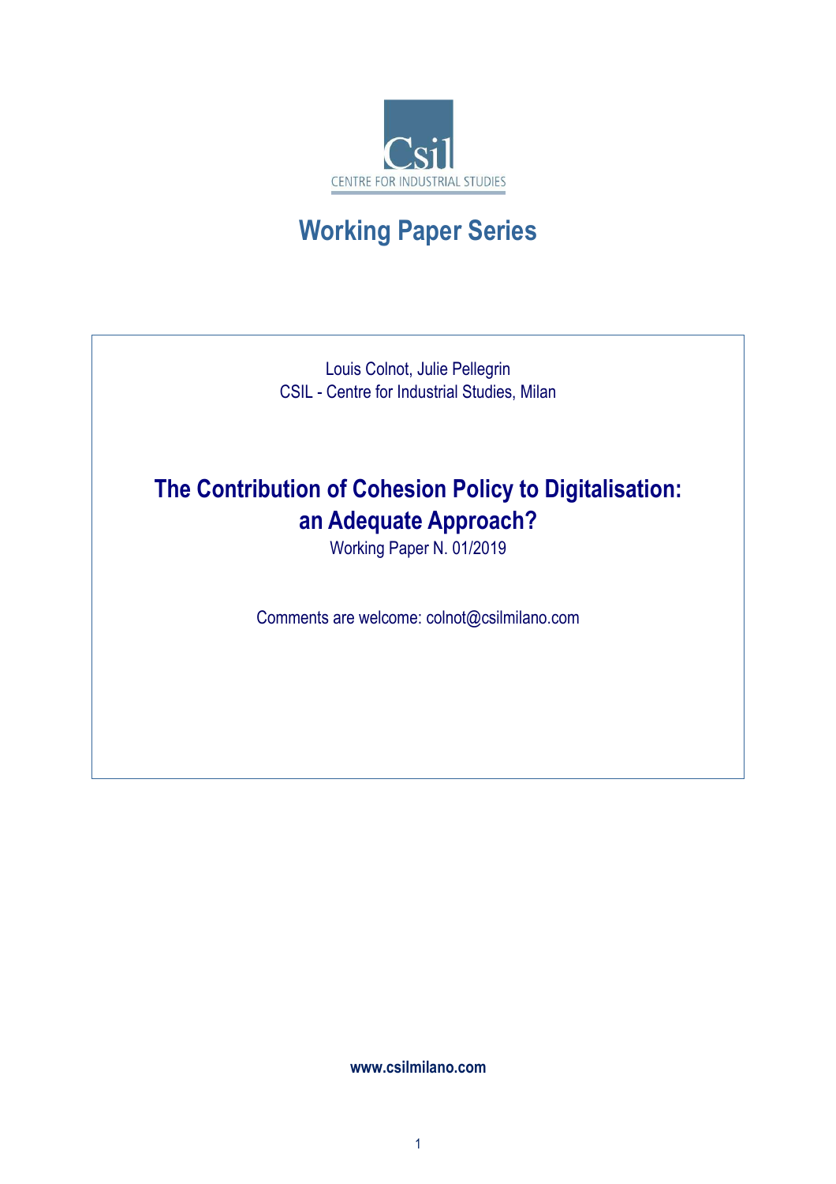CENTRE FOR INDUSTRIAL STUDIES

# Working Paper Series

Louis Colnot, Julie Pellegrin
CSIL - Centre for Industrial Studies, Milan

## The Contribution of Cohesion Policy to Digitalisation: an Adequate Approach?

Working Paper N. 01/2019

Comments are welcome: colnot@csilmilano.com

**www.csilmilano.com**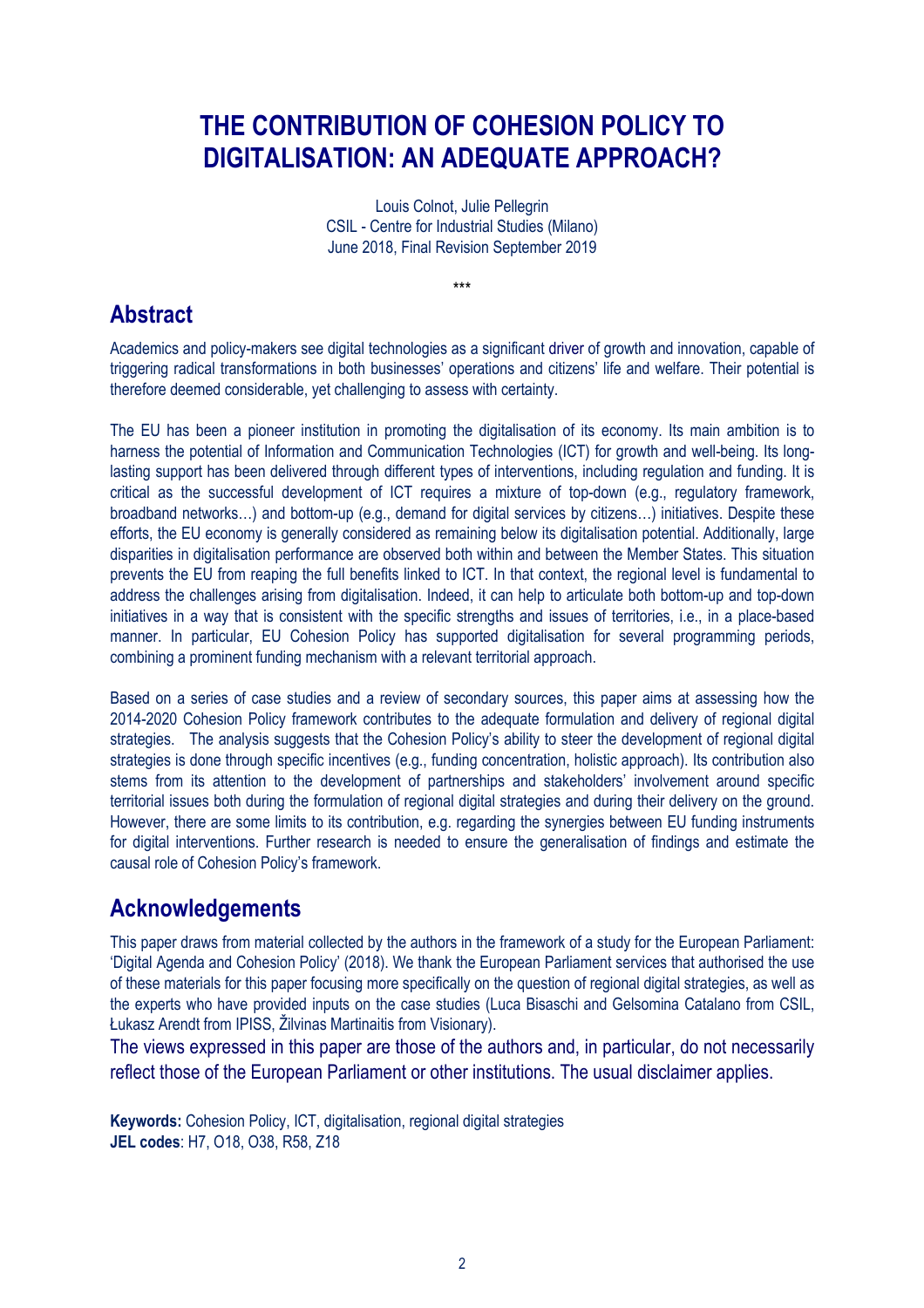# THE CONTRIBUTION OF COHESION POLICY TO DIGITALISATION: AN ADEQUATE APPROACH?

Louis Colnot, Julie Pellegrin
CSIL - Centre for Industrial Studies (Milano)
June 2018, Final Revision September 2019

\*\*\*

## Abstract

Academics and policy-makers see digital technologies as a significant driver of growth and innovation, capable of triggering radical transformations in both businesses' operations and citizens' life and welfare. Their potential is therefore deemed considerable, yet challenging to assess with certainty.

The EU has been a pioneer institution in promoting the digitalisation of its economy. Its main ambition is to harness the potential of Information and Communication Technologies (ICT) for growth and well-being. Its long-lasting support has been delivered through different types of interventions, including regulation and funding. It is critical as the successful development of ICT requires a mixture of top-down (e.g., regulatory framework, broadband networks…) and bottom-up (e.g., demand for digital services by citizens…) initiatives. Despite these efforts, the EU economy is generally considered as remaining below its digitalisation potential. Additionally, large disparities in digitalisation performance are observed both within and between the Member States. This situation prevents the EU from reaping the full benefits linked to ICT. In that context, the regional level is fundamental to address the challenges arising from digitalisation. Indeed, it can help to articulate both bottom-up and top-down initiatives in a way that is consistent with the specific strengths and issues of territories, i.e., in a place-based manner. In particular, EU Cohesion Policy has supported digitalisation for several programming periods, combining a prominent funding mechanism with a relevant territorial approach.

Based on a series of case studies and a review of secondary sources, this paper aims at assessing how the 2014-2020 Cohesion Policy framework contributes to the adequate formulation and delivery of regional digital strategies. The analysis suggests that the Cohesion Policy's ability to steer the development of regional digital strategies is done through specific incentives (e.g., funding concentration, holistic approach). Its contribution also stems from its attention to the development of partnerships and stakeholders' involvement around specific territorial issues both during the formulation of regional digital strategies and during their delivery on the ground. However, there are some limits to its contribution, e.g. regarding the synergies between EU funding instruments for digital interventions. Further research is needed to ensure the generalisation of findings and estimate the causal role of Cohesion Policy's framework.

## Acknowledgements

This paper draws from material collected by the authors in the framework of a study for the European Parliament: 'Digital Agenda and Cohesion Policy' (2018). We thank the European Parliament services that authorised the use of these materials for this paper focusing more specifically on the question of regional digital strategies, as well as the experts who have provided inputs on the case studies (Luca Bisaschi and Gelsomina Catalano from CSIL, Łukasz Arendt from IPISS, Žilvinas Martinaitis from Visionary).

The views expressed in this paper are those of the authors and, in particular, do not necessarily reflect those of the European Parliament or other institutions. The usual disclaimer applies.

**Keywords:** Cohesion Policy, ICT, digitalisation, regional digital strategies
**JEL codes**: H7, O18, O38, R58, Z18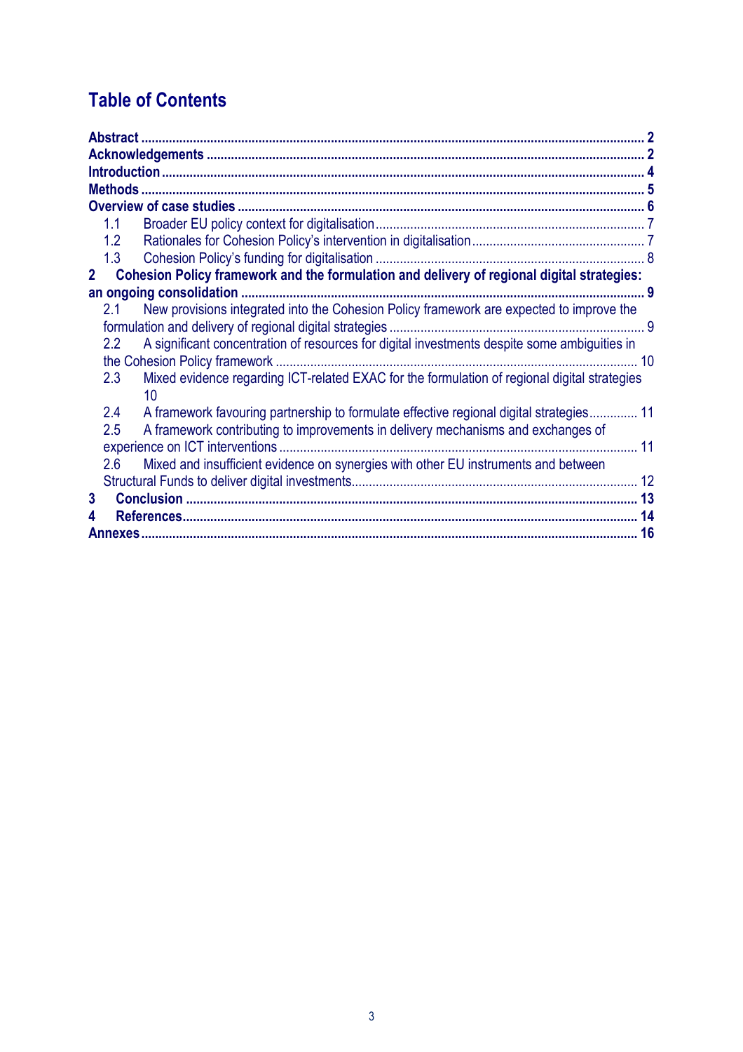# Table of Contents

**Abstract** ........ **2**
**Acknowledgements** ........ **2**
**Introduction** ........ **4**
**Methods** ........ **5**
**Overview of case studies** ........ **6**

- 1.1 Broader EU policy context for digitalisation ........ 7
- 1.2 Rationales for Cohesion Policy's intervention in digitalisation ........ 7
- 1.3 Cohesion Policy's funding for digitalisation ........ 8

**2 Cohesion Policy framework and the formulation and delivery of regional digital strategies: an ongoing consolidation** ........ **9**

- 2.1 New provisions integrated into the Cohesion Policy framework are expected to improve the formulation and delivery of regional digital strategies ........ 9
- 2.2 A significant concentration of resources for digital investments despite some ambiguities in the Cohesion Policy framework ........ 10
- 2.3 Mixed evidence regarding ICT-related EXAC for the formulation of regional digital strategies 10
- 2.4 A framework favouring partnership to formulate effective regional digital strategies ........ 11
- 2.5 A framework contributing to improvements in delivery mechanisms and exchanges of experience on ICT interventions ........ 11
- 2.6 Mixed and insufficient evidence on synergies with other EU instruments and between Structural Funds to deliver digital investments ........ 12

**3 Conclusion** ........ **13**
**4 References** ........ **14**
**Annexes** ........ **16**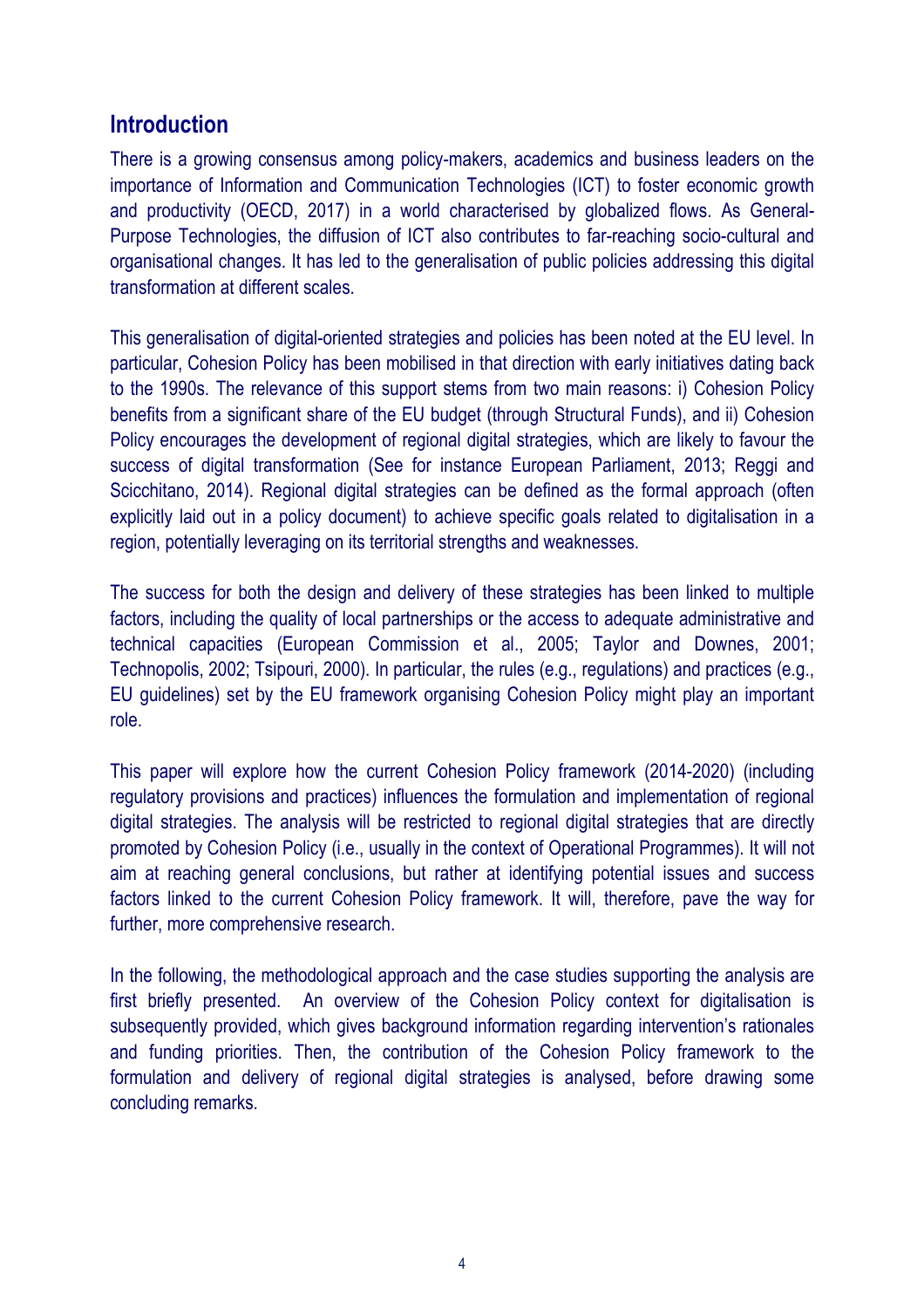## Introduction

There is a growing consensus among policy-makers, academics and business leaders on the importance of Information and Communication Technologies (ICT) to foster economic growth and productivity (OECD, 2017) in a world characterised by globalized flows. As General-Purpose Technologies, the diffusion of ICT also contributes to far-reaching socio-cultural and organisational changes. It has led to the generalisation of public policies addressing this digital transformation at different scales.

This generalisation of digital-oriented strategies and policies has been noted at the EU level. In particular, Cohesion Policy has been mobilised in that direction with early initiatives dating back to the 1990s. The relevance of this support stems from two main reasons: i) Cohesion Policy benefits from a significant share of the EU budget (through Structural Funds), and ii) Cohesion Policy encourages the development of regional digital strategies, which are likely to favour the success of digital transformation (See for instance European Parliament, 2013; Reggi and Scicchitano, 2014). Regional digital strategies can be defined as the formal approach (often explicitly laid out in a policy document) to achieve specific goals related to digitalisation in a region, potentially leveraging on its territorial strengths and weaknesses.

The success for both the design and delivery of these strategies has been linked to multiple factors, including the quality of local partnerships or the access to adequate administrative and technical capacities (European Commission et al., 2005; Taylor and Downes, 2001; Technopolis, 2002; Tsipouri, 2000). In particular, the rules (e.g., regulations) and practices (e.g., EU guidelines) set by the EU framework organising Cohesion Policy might play an important role.

This paper will explore how the current Cohesion Policy framework (2014-2020) (including regulatory provisions and practices) influences the formulation and implementation of regional digital strategies. The analysis will be restricted to regional digital strategies that are directly promoted by Cohesion Policy (i.e., usually in the context of Operational Programmes). It will not aim at reaching general conclusions, but rather at identifying potential issues and success factors linked to the current Cohesion Policy framework. It will, therefore, pave the way for further, more comprehensive research.

In the following, the methodological approach and the case studies supporting the analysis are first briefly presented. An overview of the Cohesion Policy context for digitalisation is subsequently provided, which gives background information regarding intervention's rationales and funding priorities. Then, the contribution of the Cohesion Policy framework to the formulation and delivery of regional digital strategies is analysed, before drawing some concluding remarks.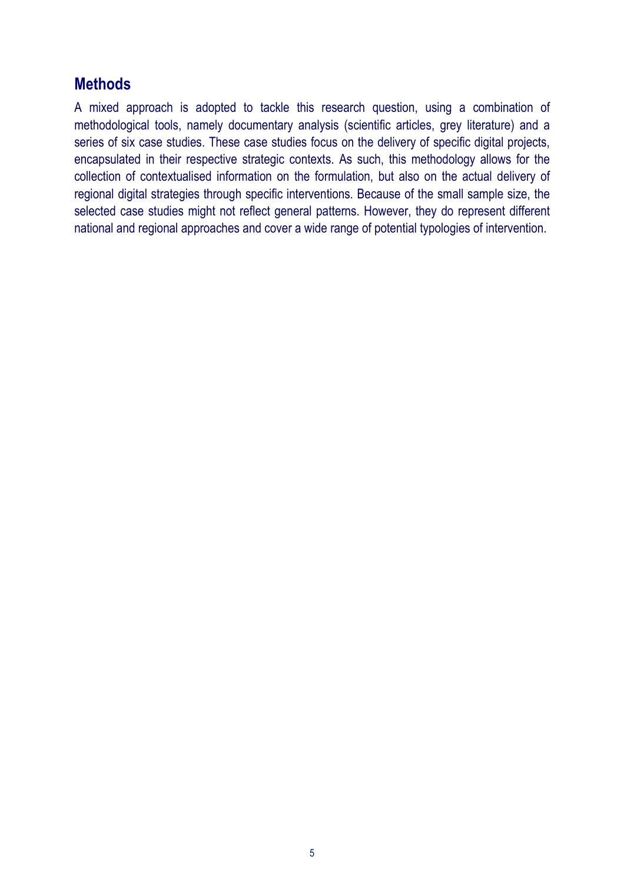## Methods

A mixed approach is adopted to tackle this research question, using a combination of methodological tools, namely documentary analysis (scientific articles, grey literature) and a series of six case studies. These case studies focus on the delivery of specific digital projects, encapsulated in their respective strategic contexts. As such, this methodology allows for the collection of contextualised information on the formulation, but also on the actual delivery of regional digital strategies through specific interventions. Because of the small sample size, the selected case studies might not reflect general patterns. However, they do represent different national and regional approaches and cover a wide range of potential typologies of intervention.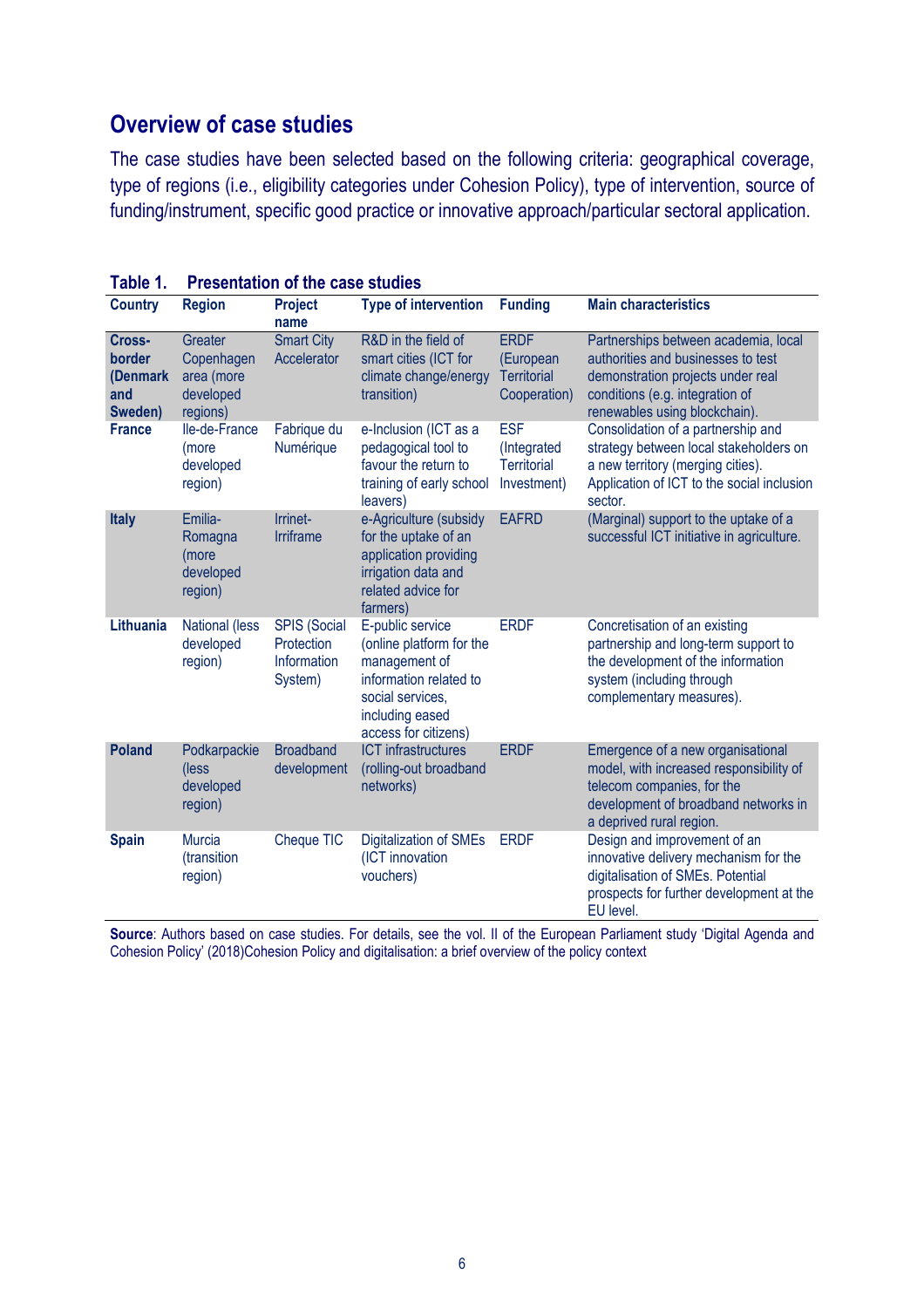## Overview of case studies

The case studies have been selected based on the following criteria: geographical coverage, type of regions (i.e., eligibility categories under Cohesion Policy), type of intervention, source of funding/instrument, specific good practice or innovative approach/particular sectoral application.

**Table 1. Presentation of the case studies**

| Country | Region | Project name | Type of intervention | Funding | Main characteristics |
|---|---|---|---|---|---|
| **Cross-border (Denmark and Sweden)** | Greater Copenhagen area (more developed regions) | Smart City Accelerator | R&D in the field of smart cities (ICT for climate change/energy transition) | ERDF (European Territorial Cooperation) | Partnerships between academia, local authorities and businesses to test demonstration projects under real conditions (e.g. integration of renewables using blockchain). |
| **France** | Ile-de-France (more developed region) | Fabrique du Numérique | e-Inclusion (ICT as a pedagogical tool to favour the return to training of early school leavers) | ESF (Integrated Territorial Investment) | Consolidation of a partnership and strategy between local stakeholders on a new territory (merging cities). Application of ICT to the social inclusion sector. |
| **Italy** | Emilia-Romagna (more developed region) | Irrinet-Irriframe | e-Agriculture (subsidy for the uptake of an application providing irrigation data and related advice for farmers) | EAFRD | (Marginal) support to the uptake of a successful ICT initiative in agriculture. |
| **Lithuania** | National (less developed region) | SPIS (Social Protection Information System) | E-public service (online platform for the management of information related to social services, including eased access for citizens) | ERDF | Concretisation of an existing partnership and long-term support to the development of the information system (including through complementary measures). |
| **Poland** | Podkarpackie (less developed region) | Broadband development | ICT infrastructures (rolling-out broadband networks) | ERDF | Emergence of a new organisational model, with increased responsibility of telecom companies, for the development of broadband networks in a deprived rural region. |
| **Spain** | Murcia (transition region) | Cheque TIC | Digitalization of SMEs (ICT innovation vouchers) | ERDF | Design and improvement of an innovative delivery mechanism for the digitalisation of SMEs. Potential prospects for further development at the EU level. |

**Source**: Authors based on case studies. For details, see the vol. II of the European Parliament study 'Digital Agenda and Cohesion Policy' (2018)Cohesion Policy and digitalisation: a brief overview of the policy context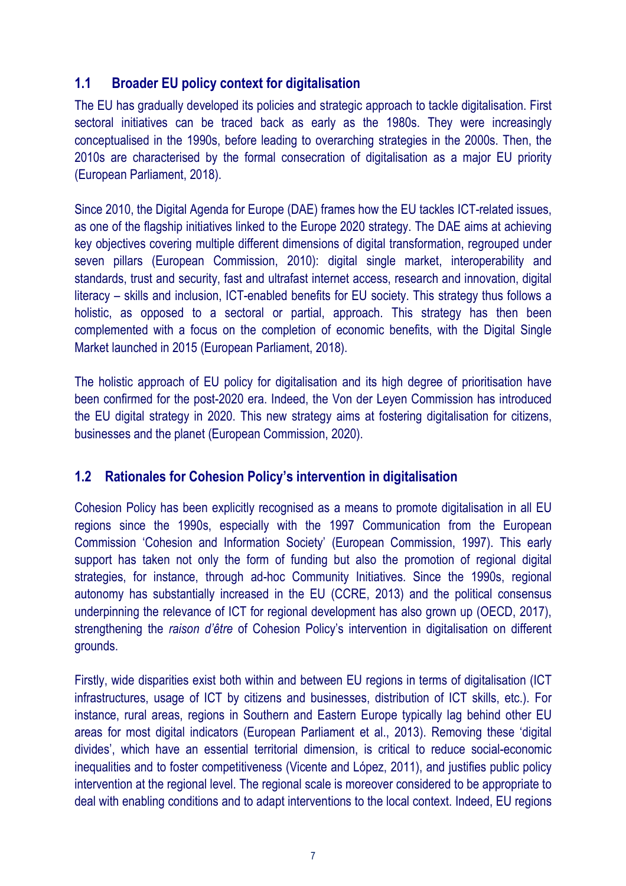## 1.1 Broader EU policy context for digitalisation

The EU has gradually developed its policies and strategic approach to tackle digitalisation. First sectoral initiatives can be traced back as early as the 1980s. They were increasingly conceptualised in the 1990s, before leading to overarching strategies in the 2000s. Then, the 2010s are characterised by the formal consecration of digitalisation as a major EU priority (European Parliament, 2018).

Since 2010, the Digital Agenda for Europe (DAE) frames how the EU tackles ICT-related issues, as one of the flagship initiatives linked to the Europe 2020 strategy. The DAE aims at achieving key objectives covering multiple different dimensions of digital transformation, regrouped under seven pillars (European Commission, 2010): digital single market, interoperability and standards, trust and security, fast and ultrafast internet access, research and innovation, digital literacy – skills and inclusion, ICT-enabled benefits for EU society. This strategy thus follows a holistic, as opposed to a sectoral or partial, approach. This strategy has then been complemented with a focus on the completion of economic benefits, with the Digital Single Market launched in 2015 (European Parliament, 2018).

The holistic approach of EU policy for digitalisation and its high degree of prioritisation have been confirmed for the post-2020 era. Indeed, the Von der Leyen Commission has introduced the EU digital strategy in 2020. This new strategy aims at fostering digitalisation for citizens, businesses and the planet (European Commission, 2020).

## 1.2 Rationales for Cohesion Policy's intervention in digitalisation

Cohesion Policy has been explicitly recognised as a means to promote digitalisation in all EU regions since the 1990s, especially with the 1997 Communication from the European Commission 'Cohesion and Information Society' (European Commission, 1997). This early support has taken not only the form of funding but also the promotion of regional digital strategies, for instance, through ad-hoc Community Initiatives. Since the 1990s, regional autonomy has substantially increased in the EU (CCRE, 2013) and the political consensus underpinning the relevance of ICT for regional development has also grown up (OECD, 2017), strengthening the *raison d'être* of Cohesion Policy's intervention in digitalisation on different grounds.

Firstly, wide disparities exist both within and between EU regions in terms of digitalisation (ICT infrastructures, usage of ICT by citizens and businesses, distribution of ICT skills, etc.). For instance, rural areas, regions in Southern and Eastern Europe typically lag behind other EU areas for most digital indicators (European Parliament et al., 2013). Removing these 'digital divides', which have an essential territorial dimension, is critical to reduce social-economic inequalities and to foster competitiveness (Vicente and López, 2011), and justifies public policy intervention at the regional level. The regional scale is moreover considered to be appropriate to deal with enabling conditions and to adapt interventions to the local context. Indeed, EU regions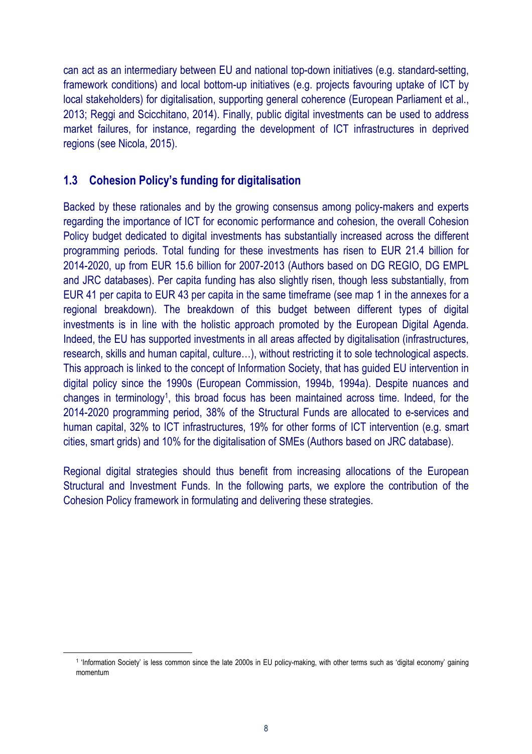can act as an intermediary between EU and national top-down initiatives (e.g. standard-setting, framework conditions) and local bottom-up initiatives (e.g. projects favouring uptake of ICT by local stakeholders) for digitalisation, supporting general coherence (European Parliament et al., 2013; Reggi and Scicchitano, 2014). Finally, public digital investments can be used to address market failures, for instance, regarding the development of ICT infrastructures in deprived regions (see Nicola, 2015).

### 1.3 Cohesion Policy's funding for digitalisation

Backed by these rationales and by the growing consensus among policy-makers and experts regarding the importance of ICT for economic performance and cohesion, the overall Cohesion Policy budget dedicated to digital investments has substantially increased across the different programming periods. Total funding for these investments has risen to EUR 21.4 billion for 2014-2020, up from EUR 15.6 billion for 2007-2013 (Authors based on DG REGIO, DG EMPL and JRC databases). Per capita funding has also slightly risen, though less substantially, from EUR 41 per capita to EUR 43 per capita in the same timeframe (see map 1 in the annexes for a regional breakdown). The breakdown of this budget between different types of digital investments is in line with the holistic approach promoted by the European Digital Agenda. Indeed, the EU has supported investments in all areas affected by digitalisation (infrastructures, research, skills and human capital, culture…), without restricting it to sole technological aspects. This approach is linked to the concept of Information Society, that has guided EU intervention in digital policy since the 1990s (European Commission, 1994b, 1994a). Despite nuances and changes in terminology[1], this broad focus has been maintained across time. Indeed, for the 2014-2020 programming period, 38% of the Structural Funds are allocated to e-services and human capital, 32% to ICT infrastructures, 19% for other forms of ICT intervention (e.g. smart cities, smart grids) and 10% for the digitalisation of SMEs (Authors based on JRC database).

Regional digital strategies should thus benefit from increasing allocations of the European Structural and Investment Funds. In the following parts, we explore the contribution of the Cohesion Policy framework in formulating and delivering these strategies.

[1] 'Information Society' is less common since the late 2000s in EU policy-making, with other terms such as 'digital economy' gaining momentum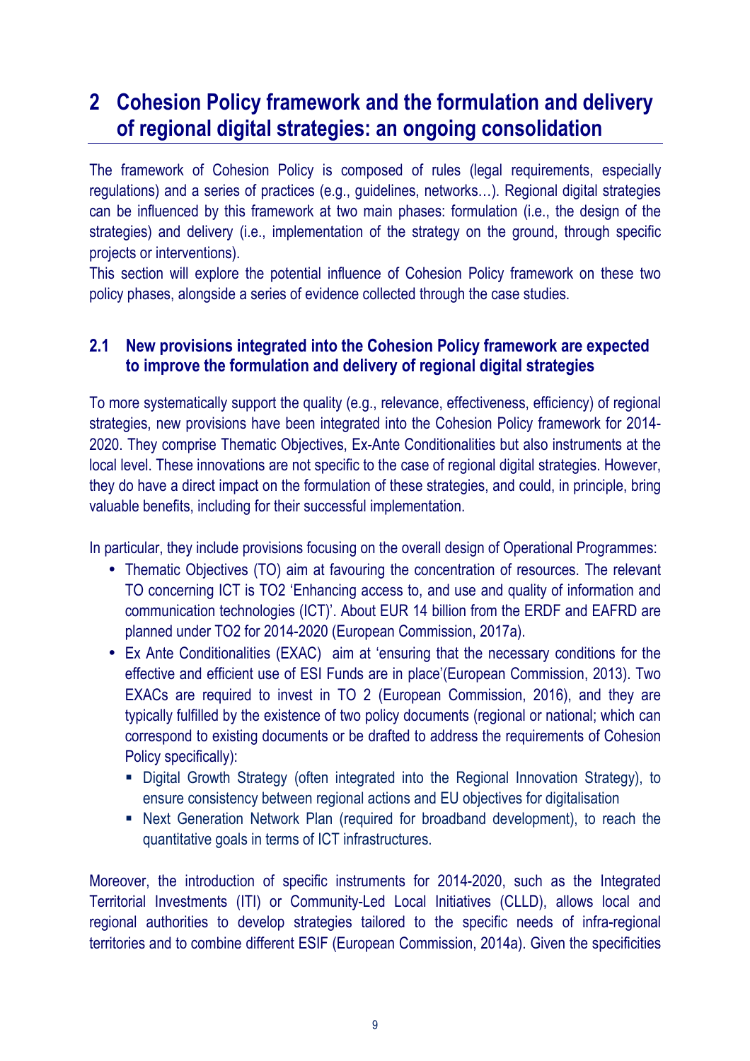# 2 Cohesion Policy framework and the formulation and delivery of regional digital strategies: an ongoing consolidation

The framework of Cohesion Policy is composed of rules (legal requirements, especially regulations) and a series of practices (e.g., guidelines, networks…). Regional digital strategies can be influenced by this framework at two main phases: formulation (i.e., the design of the strategies) and delivery (i.e., implementation of the strategy on the ground, through specific projects or interventions).

This section will explore the potential influence of Cohesion Policy framework on these two policy phases, alongside a series of evidence collected through the case studies.

## 2.1 New provisions integrated into the Cohesion Policy framework are expected to improve the formulation and delivery of regional digital strategies

To more systematically support the quality (e.g., relevance, effectiveness, efficiency) of regional strategies, new provisions have been integrated into the Cohesion Policy framework for 2014-2020. They comprise Thematic Objectives, Ex-Ante Conditionalities but also instruments at the local level. These innovations are not specific to the case of regional digital strategies. However, they do have a direct impact on the formulation of these strategies, and could, in principle, bring valuable benefits, including for their successful implementation.

In particular, they include provisions focusing on the overall design of Operational Programmes:

- Thematic Objectives (TO) aim at favouring the concentration of resources. The relevant TO concerning ICT is TO2 'Enhancing access to, and use and quality of information and communication technologies (ICT)'. About EUR 14 billion from the ERDF and EAFRD are planned under TO2 for 2014-2020 (European Commission, 2017a).
- Ex Ante Conditionalities (EXAC) aim at 'ensuring that the necessary conditions for the effective and efficient use of ESI Funds are in place'(European Commission, 2013). Two EXACs are required to invest in TO 2 (European Commission, 2016), and they are typically fulfilled by the existence of two policy documents (regional or national; which can correspond to existing documents or be drafted to address the requirements of Cohesion Policy specifically):
  - Digital Growth Strategy (often integrated into the Regional Innovation Strategy), to ensure consistency between regional actions and EU objectives for digitalisation
  - Next Generation Network Plan (required for broadband development), to reach the quantitative goals in terms of ICT infrastructures.

Moreover, the introduction of specific instruments for 2014-2020, such as the Integrated Territorial Investments (ITI) or Community-Led Local Initiatives (CLLD), allows local and regional authorities to develop strategies tailored to the specific needs of infra-regional territories and to combine different ESIF (European Commission, 2014a). Given the specificities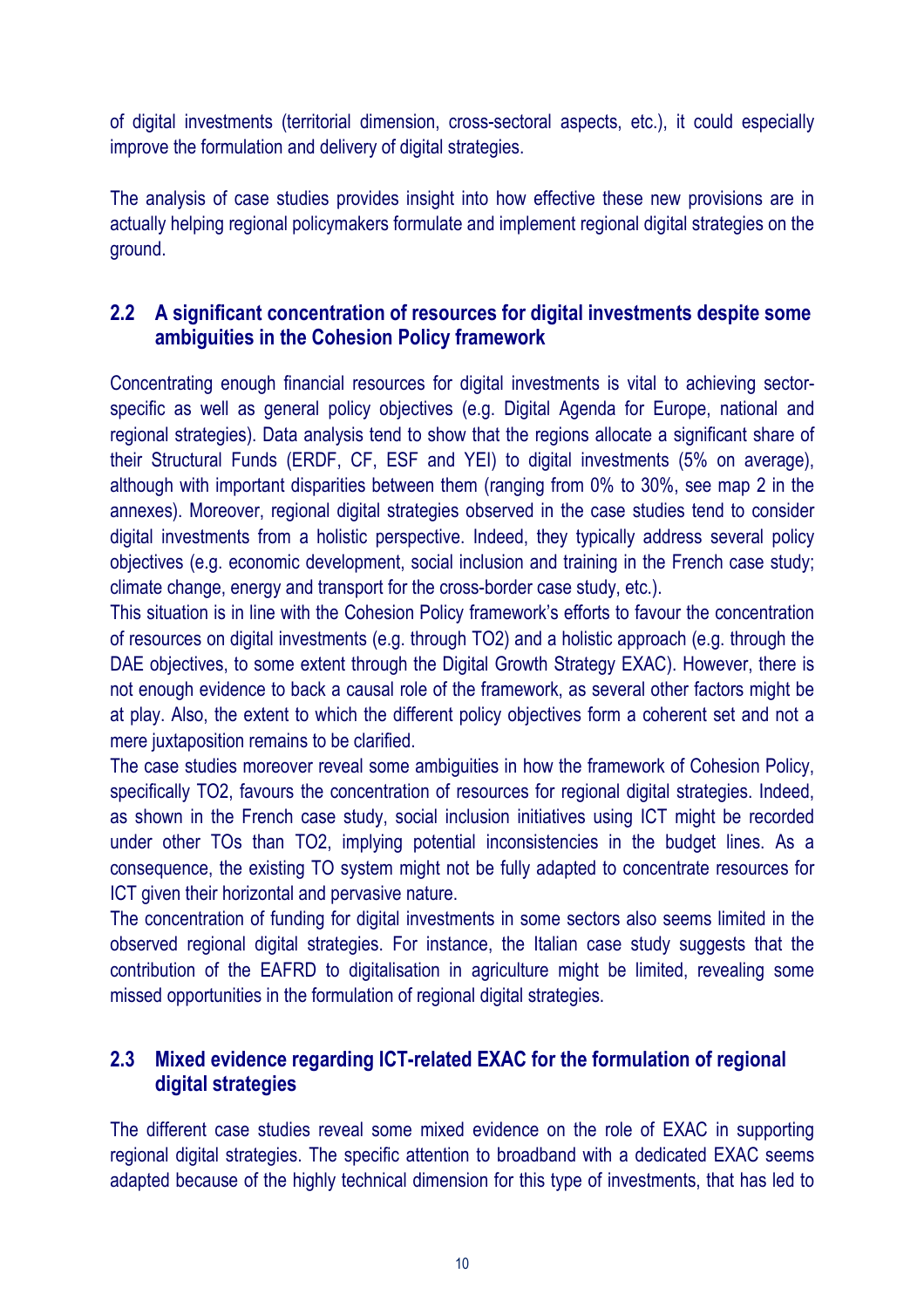of digital investments (territorial dimension, cross-sectoral aspects, etc.), it could especially improve the formulation and delivery of digital strategies.

The analysis of case studies provides insight into how effective these new provisions are in actually helping regional policymakers formulate and implement regional digital strategies on the ground.

## 2.2 A significant concentration of resources for digital investments despite some ambiguities in the Cohesion Policy framework

Concentrating enough financial resources for digital investments is vital to achieving sector-specific as well as general policy objectives (e.g. Digital Agenda for Europe, national and regional strategies). Data analysis tend to show that the regions allocate a significant share of their Structural Funds (ERDF, CF, ESF and YEI) to digital investments (5% on average), although with important disparities between them (ranging from 0% to 30%, see map 2 in the annexes). Moreover, regional digital strategies observed in the case studies tend to consider digital investments from a holistic perspective. Indeed, they typically address several policy objectives (e.g. economic development, social inclusion and training in the French case study; climate change, energy and transport for the cross-border case study, etc.).

This situation is in line with the Cohesion Policy framework's efforts to favour the concentration of resources on digital investments (e.g. through TO2) and a holistic approach (e.g. through the DAE objectives, to some extent through the Digital Growth Strategy EXAC). However, there is not enough evidence to back a causal role of the framework, as several other factors might be at play. Also, the extent to which the different policy objectives form a coherent set and not a mere juxtaposition remains to be clarified.

The case studies moreover reveal some ambiguities in how the framework of Cohesion Policy, specifically TO2, favours the concentration of resources for regional digital strategies. Indeed, as shown in the French case study, social inclusion initiatives using ICT might be recorded under other TOs than TO2, implying potential inconsistencies in the budget lines. As a consequence, the existing TO system might not be fully adapted to concentrate resources for ICT given their horizontal and pervasive nature.

The concentration of funding for digital investments in some sectors also seems limited in the observed regional digital strategies. For instance, the Italian case study suggests that the contribution of the EAFRD to digitalisation in agriculture might be limited, revealing some missed opportunities in the formulation of regional digital strategies.

## 2.3 Mixed evidence regarding ICT-related EXAC for the formulation of regional digital strategies

The different case studies reveal some mixed evidence on the role of EXAC in supporting regional digital strategies. The specific attention to broadband with a dedicated EXAC seems adapted because of the highly technical dimension for this type of investments, that has led to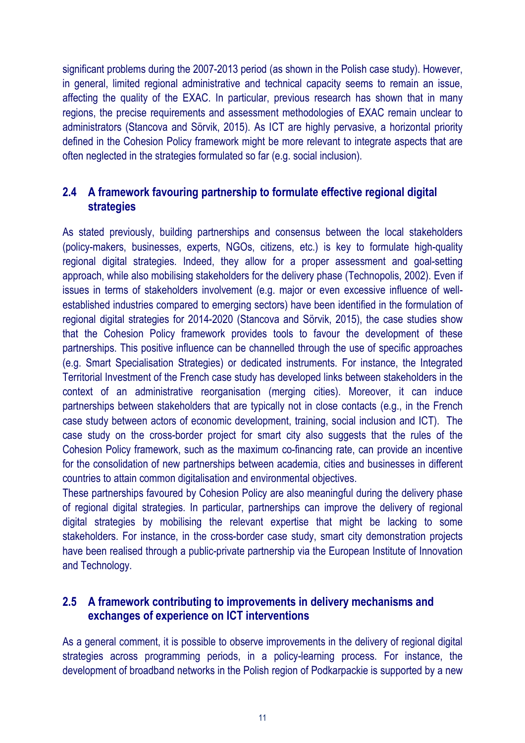significant problems during the 2007-2013 period (as shown in the Polish case study). However, in general, limited regional administrative and technical capacity seems to remain an issue, affecting the quality of the EXAC. In particular, previous research has shown that in many regions, the precise requirements and assessment methodologies of EXAC remain unclear to administrators (Stancova and Sörvik, 2015). As ICT are highly pervasive, a horizontal priority defined in the Cohesion Policy framework might be more relevant to integrate aspects that are often neglected in the strategies formulated so far (e.g. social inclusion).

## 2.4 A framework favouring partnership to formulate effective regional digital strategies

As stated previously, building partnerships and consensus between the local stakeholders (policy-makers, businesses, experts, NGOs, citizens, etc.) is key to formulate high-quality regional digital strategies. Indeed, they allow for a proper assessment and goal-setting approach, while also mobilising stakeholders for the delivery phase (Technopolis, 2002). Even if issues in terms of stakeholders involvement (e.g. major or even excessive influence of well-established industries compared to emerging sectors) have been identified in the formulation of regional digital strategies for 2014-2020 (Stancova and Sörvik, 2015), the case studies show that the Cohesion Policy framework provides tools to favour the development of these partnerships. This positive influence can be channelled through the use of specific approaches (e.g. Smart Specialisation Strategies) or dedicated instruments. For instance, the Integrated Territorial Investment of the French case study has developed links between stakeholders in the context of an administrative reorganisation (merging cities). Moreover, it can induce partnerships between stakeholders that are typically not in close contacts (e.g., in the French case study between actors of economic development, training, social inclusion and ICT). The case study on the cross-border project for smart city also suggests that the rules of the Cohesion Policy framework, such as the maximum co-financing rate, can provide an incentive for the consolidation of new partnerships between academia, cities and businesses in different countries to attain common digitalisation and environmental objectives.

These partnerships favoured by Cohesion Policy are also meaningful during the delivery phase of regional digital strategies. In particular, partnerships can improve the delivery of regional digital strategies by mobilising the relevant expertise that might be lacking to some stakeholders. For instance, in the cross-border case study, smart city demonstration projects have been realised through a public-private partnership via the European Institute of Innovation and Technology.

## 2.5 A framework contributing to improvements in delivery mechanisms and exchanges of experience on ICT interventions

As a general comment, it is possible to observe improvements in the delivery of regional digital strategies across programming periods, in a policy-learning process. For instance, the development of broadband networks in the Polish region of Podkarpackie is supported by a new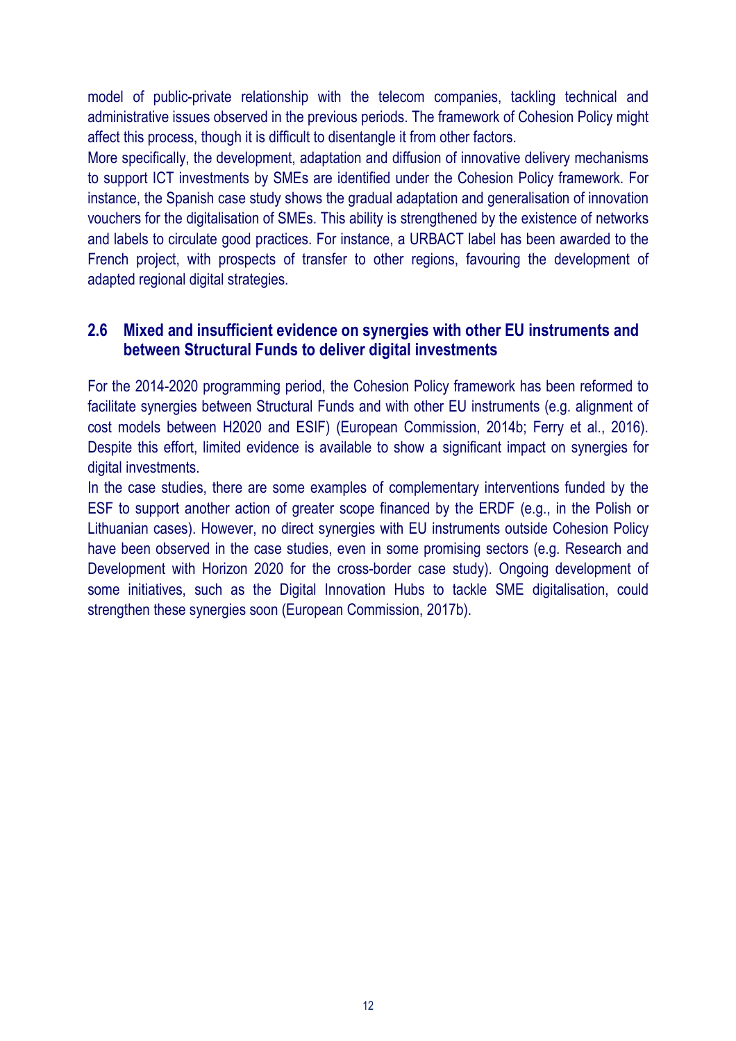model of public-private relationship with the telecom companies, tackling technical and administrative issues observed in the previous periods. The framework of Cohesion Policy might affect this process, though it is difficult to disentangle it from other factors.

More specifically, the development, adaptation and diffusion of innovative delivery mechanisms to support ICT investments by SMEs are identified under the Cohesion Policy framework. For instance, the Spanish case study shows the gradual adaptation and generalisation of innovation vouchers for the digitalisation of SMEs. This ability is strengthened by the existence of networks and labels to circulate good practices. For instance, a URBACT label has been awarded to the French project, with prospects of transfer to other regions, favouring the development of adapted regional digital strategies.

## 2.6 Mixed and insufficient evidence on synergies with other EU instruments and between Structural Funds to deliver digital investments

For the 2014-2020 programming period, the Cohesion Policy framework has been reformed to facilitate synergies between Structural Funds and with other EU instruments (e.g. alignment of cost models between H2020 and ESIF) (European Commission, 2014b; Ferry et al., 2016). Despite this effort, limited evidence is available to show a significant impact on synergies for digital investments.

In the case studies, there are some examples of complementary interventions funded by the ESF to support another action of greater scope financed by the ERDF (e.g., in the Polish or Lithuanian cases). However, no direct synergies with EU instruments outside Cohesion Policy have been observed in the case studies, even in some promising sectors (e.g. Research and Development with Horizon 2020 for the cross-border case study). Ongoing development of some initiatives, such as the Digital Innovation Hubs to tackle SME digitalisation, could strengthen these synergies soon (European Commission, 2017b).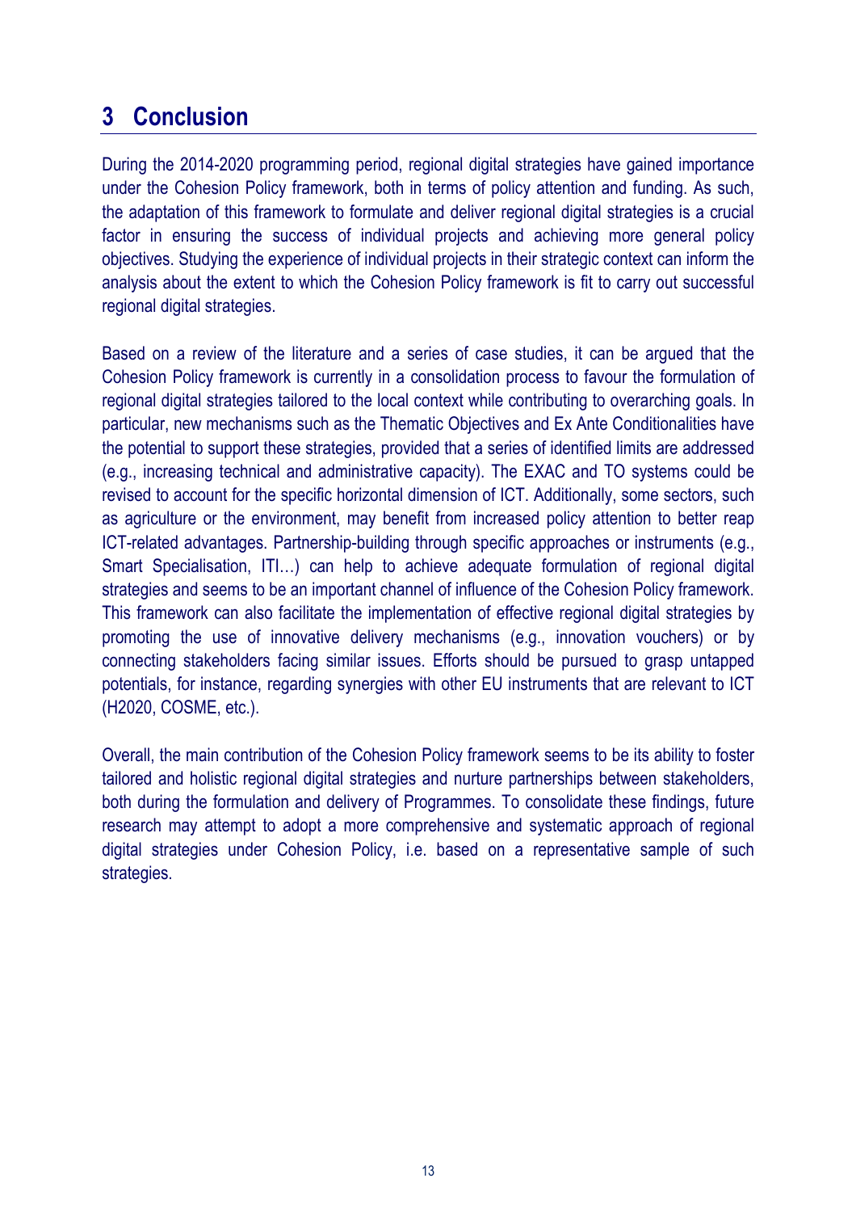# 3 Conclusion

During the 2014-2020 programming period, regional digital strategies have gained importance under the Cohesion Policy framework, both in terms of policy attention and funding. As such, the adaptation of this framework to formulate and deliver regional digital strategies is a crucial factor in ensuring the success of individual projects and achieving more general policy objectives. Studying the experience of individual projects in their strategic context can inform the analysis about the extent to which the Cohesion Policy framework is fit to carry out successful regional digital strategies.

Based on a review of the literature and a series of case studies, it can be argued that the Cohesion Policy framework is currently in a consolidation process to favour the formulation of regional digital strategies tailored to the local context while contributing to overarching goals. In particular, new mechanisms such as the Thematic Objectives and Ex Ante Conditionalities have the potential to support these strategies, provided that a series of identified limits are addressed (e.g., increasing technical and administrative capacity). The EXAC and TO systems could be revised to account for the specific horizontal dimension of ICT. Additionally, some sectors, such as agriculture or the environment, may benefit from increased policy attention to better reap ICT-related advantages. Partnership-building through specific approaches or instruments (e.g., Smart Specialisation, ITI…) can help to achieve adequate formulation of regional digital strategies and seems to be an important channel of influence of the Cohesion Policy framework. This framework can also facilitate the implementation of effective regional digital strategies by promoting the use of innovative delivery mechanisms (e.g., innovation vouchers) or by connecting stakeholders facing similar issues. Efforts should be pursued to grasp untapped potentials, for instance, regarding synergies with other EU instruments that are relevant to ICT (H2020, COSME, etc.).

Overall, the main contribution of the Cohesion Policy framework seems to be its ability to foster tailored and holistic regional digital strategies and nurture partnerships between stakeholders, both during the formulation and delivery of Programmes. To consolidate these findings, future research may attempt to adopt a more comprehensive and systematic approach of regional digital strategies under Cohesion Policy, i.e. based on a representative sample of such strategies.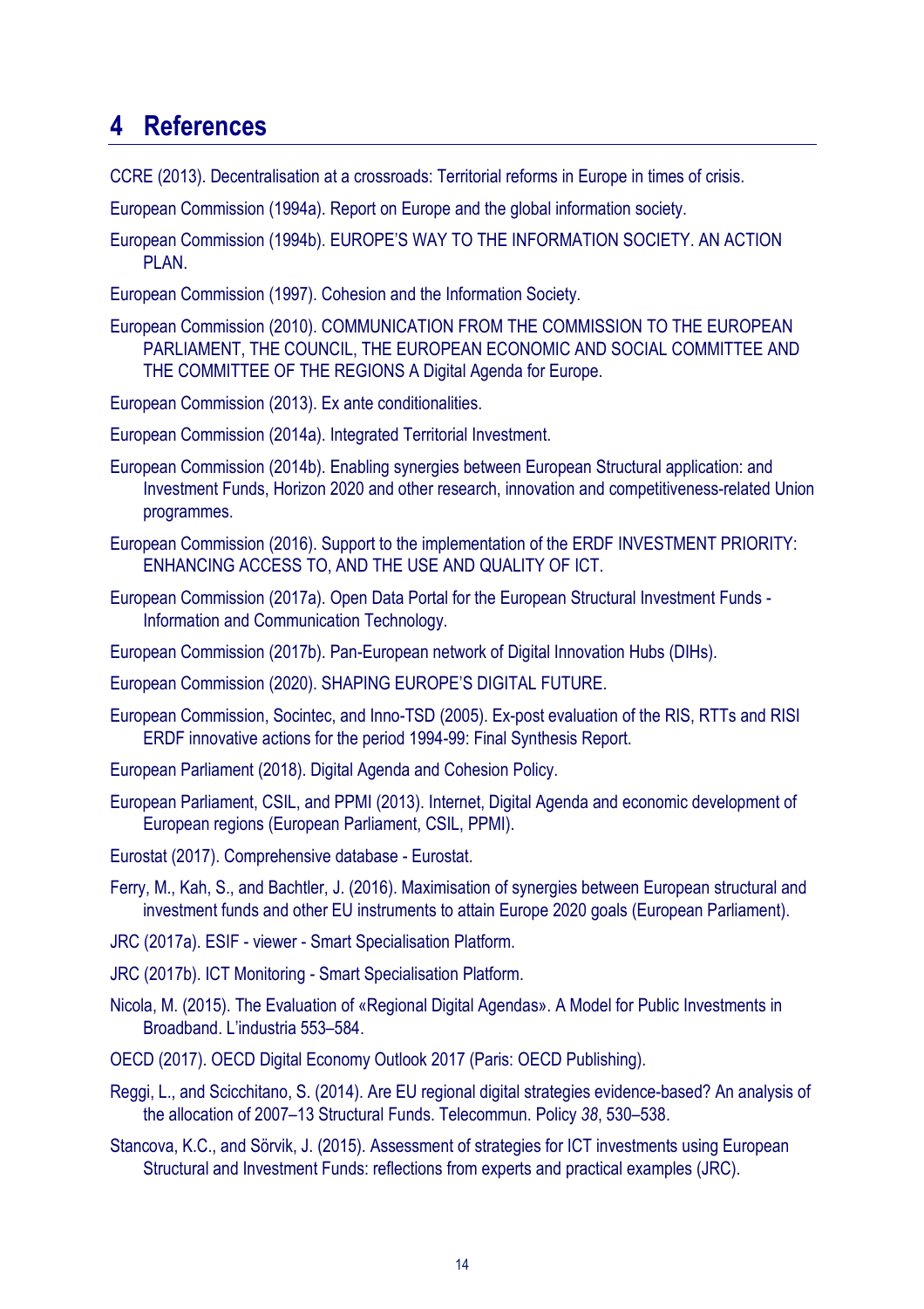# 4 References

CCRE (2013). Decentralisation at a crossroads: Territorial reforms in Europe in times of crisis.

European Commission (1994a). Report on Europe and the global information society.

European Commission (1994b). EUROPE'S WAY TO THE INFORMATION SOCIETY. AN ACTION PLAN.

European Commission (1997). Cohesion and the Information Society.

European Commission (2010). COMMUNICATION FROM THE COMMISSION TO THE EUROPEAN PARLIAMENT, THE COUNCIL, THE EUROPEAN ECONOMIC AND SOCIAL COMMITTEE AND THE COMMITTEE OF THE REGIONS A Digital Agenda for Europe.

European Commission (2013). Ex ante conditionalities.

European Commission (2014a). Integrated Territorial Investment.

European Commission (2014b). Enabling synergies between European Structural application: and Investment Funds, Horizon 2020 and other research, innovation and competitiveness-related Union programmes.

European Commission (2016). Support to the implementation of the ERDF INVESTMENT PRIORITY: ENHANCING ACCESS TO, AND THE USE AND QUALITY OF ICT.

European Commission (2017a). Open Data Portal for the European Structural Investment Funds - Information and Communication Technology.

European Commission (2017b). Pan-European network of Digital Innovation Hubs (DIHs).

European Commission (2020). SHAPING EUROPE'S DIGITAL FUTURE.

European Commission, Socintec, and Inno-TSD (2005). Ex-post evaluation of the RIS, RTTs and RISI ERDF innovative actions for the period 1994-99: Final Synthesis Report.

European Parliament (2018). Digital Agenda and Cohesion Policy.

European Parliament, CSIL, and PPMI (2013). Internet, Digital Agenda and economic development of European regions (European Parliament, CSIL, PPMI).

Eurostat (2017). Comprehensive database - Eurostat.

Ferry, M., Kah, S., and Bachtler, J. (2016). Maximisation of synergies between European structural and investment funds and other EU instruments to attain Europe 2020 goals (European Parliament).

JRC (2017a). ESIF - viewer - Smart Specialisation Platform.

JRC (2017b). ICT Monitoring - Smart Specialisation Platform.

Nicola, M. (2015). The Evaluation of «Regional Digital Agendas». A Model for Public Investments in Broadband. L'industria 553–584.

OECD (2017). OECD Digital Economy Outlook 2017 (Paris: OECD Publishing).

Reggi, L., and Scicchitano, S. (2014). Are EU regional digital strategies evidence-based? An analysis of the allocation of 2007–13 Structural Funds. Telecommun. Policy *38*, 530–538.

Stancova, K.C., and Sörvik, J. (2015). Assessment of strategies for ICT investments using European Structural and Investment Funds: reflections from experts and practical examples (JRC).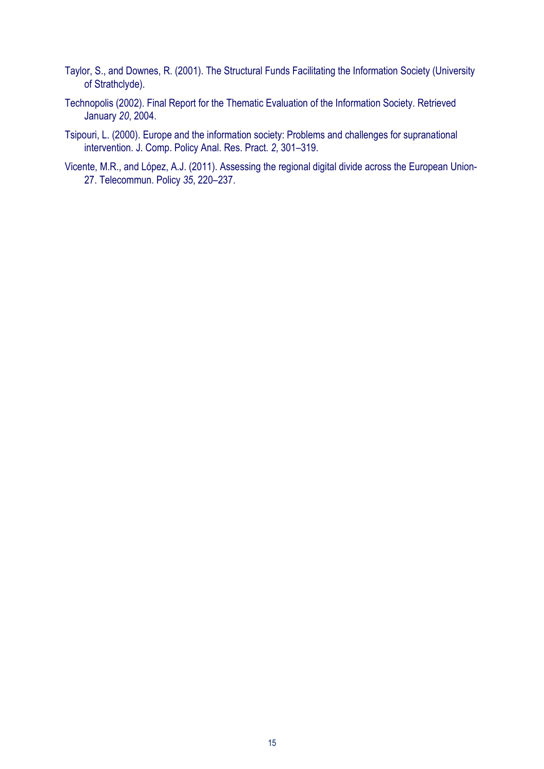Taylor, S., and Downes, R. (2001). The Structural Funds Facilitating the Information Society (University of Strathclyde).

Technopolis (2002). Final Report for the Thematic Evaluation of the Information Society. Retrieved January *20*, 2004.

Tsipouri, L. (2000). Europe and the information society: Problems and challenges for supranational intervention. J. Comp. Policy Anal. Res. Pract. *2*, 301–319.

Vicente, M.R., and López, A.J. (2011). Assessing the regional digital divide across the European Union-27. Telecommun. Policy *35*, 220–237.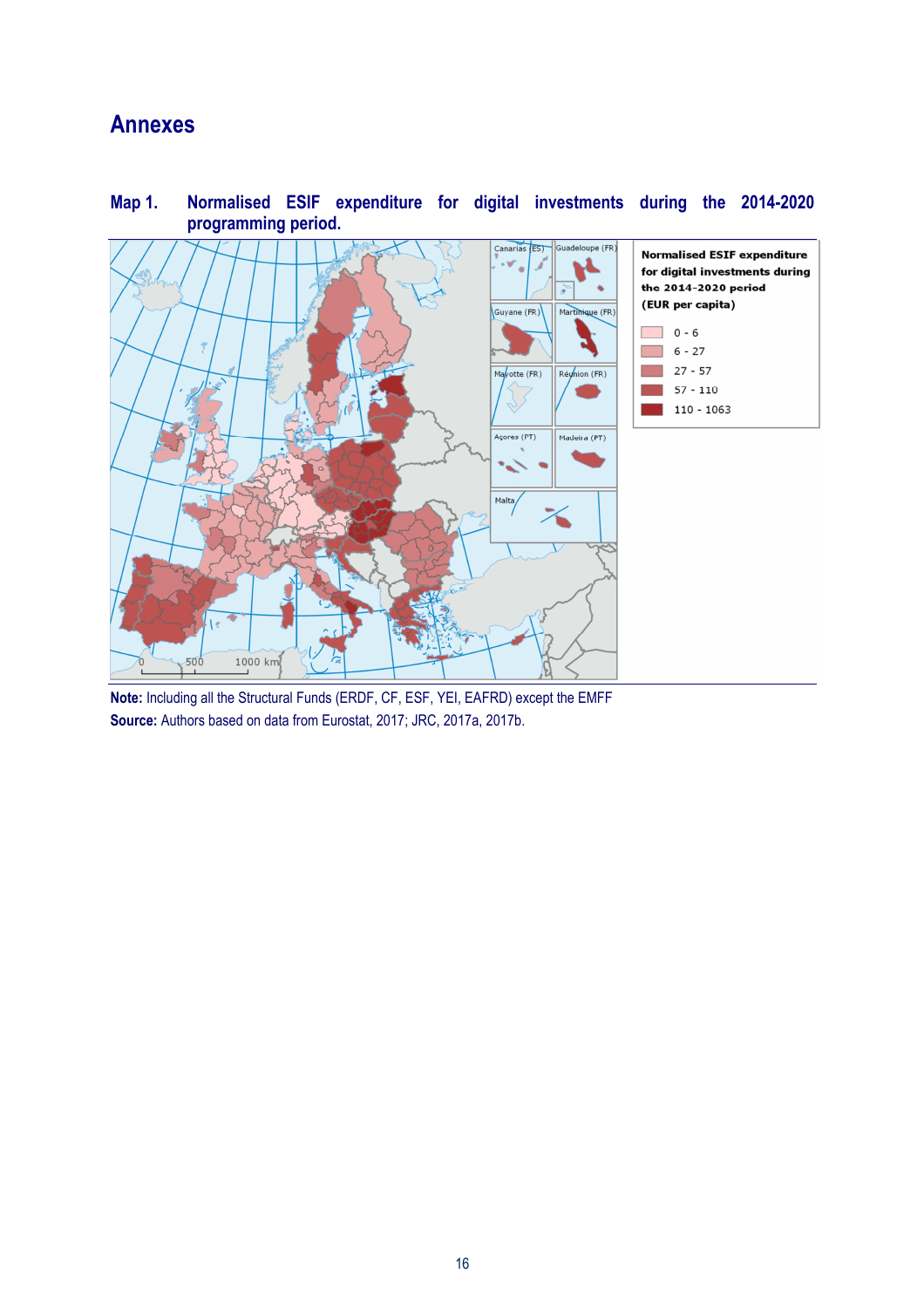# Annexes

## Map 1. Normalised ESIF expenditure for digital investments during the 2014-2020 programming period.

**Note:** Including all the Structural Funds (ERDF, CF, ESF, YEI, EAFRD) except the EMFF

**Source:** Authors based on data from Eurostat, 2017; JRC, 2017a, 2017b.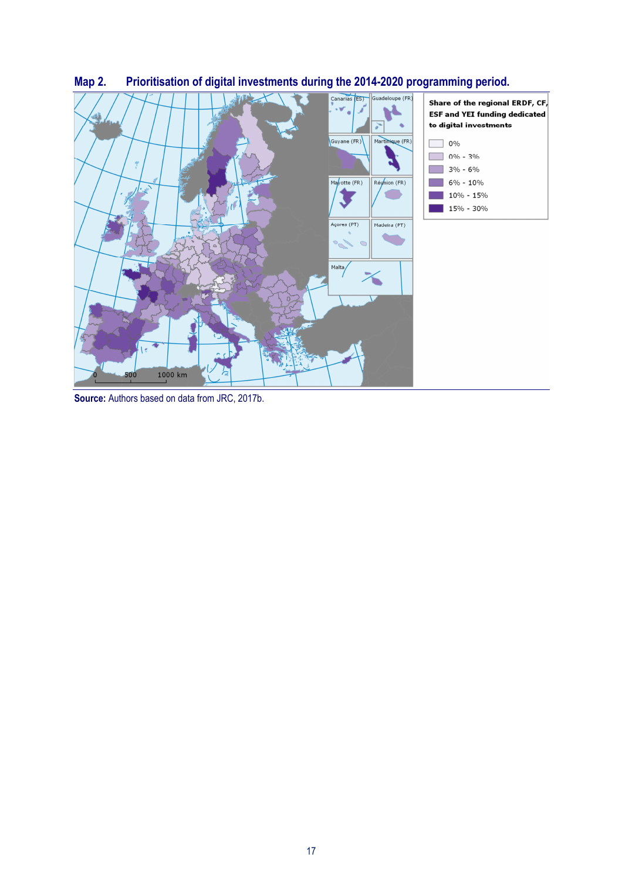**Map 2. Prioritisation of digital investments during the 2014-2020 programming period.**

Canarias (ES)
Guadeloupe (FR)
Guyane (FR)
Martinique (FR)
Mayotte (FR)
Réunion (FR)
Açores (PT)
Madeira (PT)
Malta

0 500 1000 km

Share of the regional ERDF, CF, ESF and YEI funding dedicated to digital investments

0%
0% - 3%
3% - 6%
6% - 10%
10% - 15%
15% - 30%

**Source:** Authors based on data from JRC, 2017b.